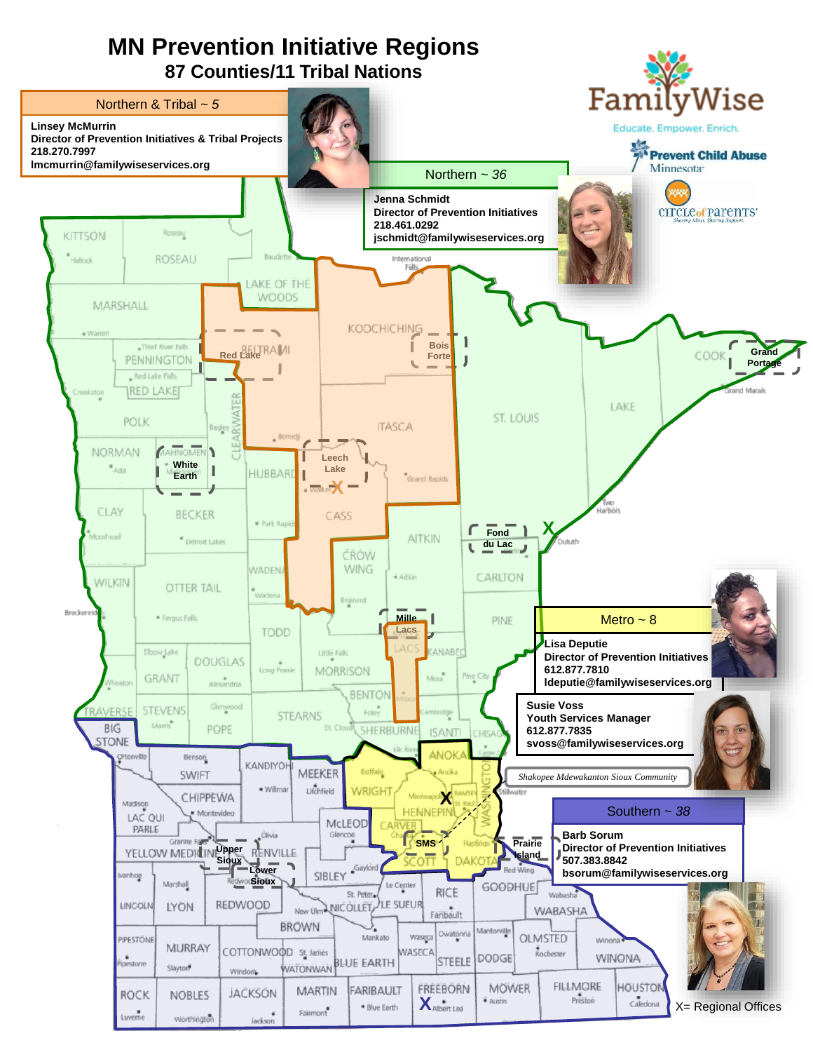# MN Prevention Initiative Regions

## 87 Counties/11 Tribal Nations

FamilyWise — Educate. Empower. Enrich.

Prevent Child Abuse Minnesota

Circle of Parents — Sharing Ideas. Sharing Support.

### Northern & Tribal ~ *5*

**Linsey McMurrin**
**Director of Prevention Initiatives & Tribal Projects**
**218.270.7997**
**lmcmurrin@familywiseservices.org**

### Northern ~ *36*

**Jenna Schmidt**
**Director of Prevention Initiatives**
**218.461.0292**
**jschmidt@familywiseservices.org**

### Metro ~ 8

**Lisa Deputie**
**Director of Prevention Initiatives**
**612.877.7810**
**ldeputie@familywiseservices.org**

**Susie Voss**
**Youth Services Manager**
**612.877.7835**
**svoss@familywiseservices.org**

*Shakopee Mdewakanton Sioux Community*

### Southern ~ *38*

**Barb Sorum**
**Director of Prevention Initiatives**
**507.383.8842**
**bsorum@familywiseservices.org**

Tribal Nations: Red Lake, Bois Forte, Grand Portage, White Earth, Leech Lake, Fond du Lac, Mille Lacs, Upper Sioux, Lower Sioux, Prairie Island, SMS

X= Regional Offices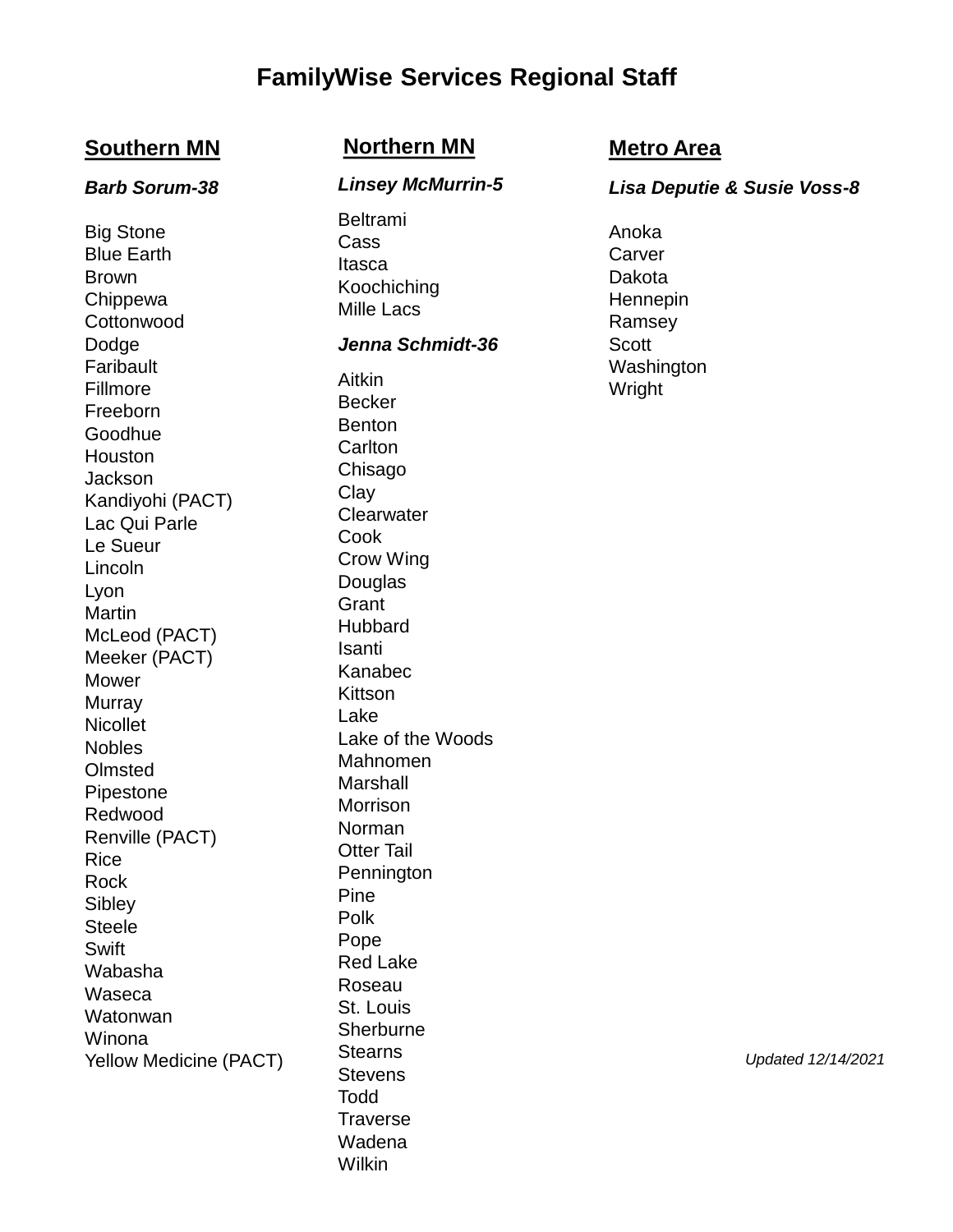# FamilyWise Services Regional Staff

## Southern MN

***Barb Sorum-38***

Big Stone
Blue Earth
Brown
Chippewa
Cottonwood
Dodge
Faribault
Fillmore
Freeborn
Goodhue
Houston
Jackson
Kandiyohi (PACT)
Lac Qui Parle
Le Sueur
Lincoln
Lyon
Martin
McLeod (PACT)
Meeker (PACT)
Mower
Murray
Nicollet
Nobles
Olmsted
Pipestone
Redwood
Renville (PACT)
Rice
Rock
Sibley
Steele
Swift
Wabasha
Waseca
Watonwan
Winona
Yellow Medicine (PACT)

## Northern MN

***Linsey McMurrin-5***

Beltrami
Cass
Itasca
Koochiching
Mille Lacs

***Jenna Schmidt-36***

Aitkin
Becker
Benton
Carlton
Chisago
Clay
Clearwater
Cook
Crow Wing
Douglas
Grant
Hubbard
Isanti
Kanabec
Kittson
Lake
Lake of the Woods
Mahnomen
Marshall
Morrison
Norman
Otter Tail
Pennington
Pine
Polk
Pope
Red Lake
Roseau
St. Louis
Sherburne
Stearns
Stevens
Todd
Traverse
Wadena
Wilkin

## Metro Area

***Lisa Deputie & Susie Voss-8***

Anoka
Carver
Dakota
Hennepin
Ramsey
Scott
Washington
Wright

*Updated 12/14/2021*